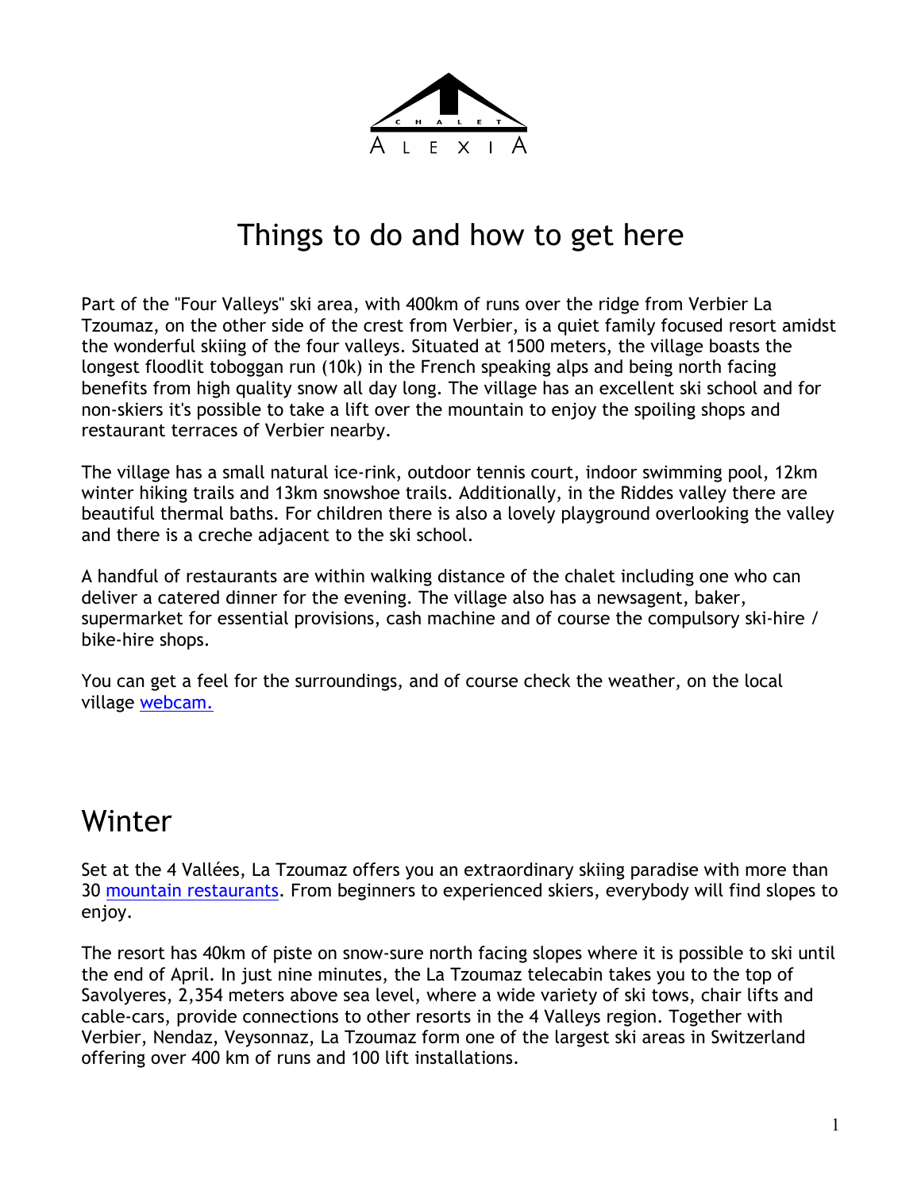CHALET ALEXIA

# Things to do and how to get here

Part of the "Four Valleys" ski area, with 400km of runs over the ridge from Verbier La Tzoumaz, on the other side of the crest from Verbier, is a quiet family focused resort amidst the wonderful skiing of the four valleys. Situated at 1500 meters, the village boasts the longest floodlit toboggan run (10k) in the French speaking alps and being north facing benefits from high quality snow all day long. The village has an excellent ski school and for non-skiers it's possible to take a lift over the mountain to enjoy the spoiling shops and restaurant terraces of Verbier nearby.

The village has a small natural ice-rink, outdoor tennis court, indoor swimming pool, 12km winter hiking trails and 13km snowshoe trails. Additionally, in the Riddes valley there are beautiful thermal baths. For children there is also a lovely playground overlooking the valley and there is a creche adjacent to the ski school.

A handful of restaurants are within walking distance of the chalet including one who can deliver a catered dinner for the evening. The village also has a newsagent, baker, supermarket for essential provisions, cash machine and of course the compulsory ski-hire / bike-hire shops.

You can get a feel for the surroundings, and of course check the weather, on the local village webcam.

## Winter

Set at the 4 Vallées, La Tzoumaz offers you an extraordinary skiing paradise with more than 30 mountain restaurants. From beginners to experienced skiers, everybody will find slopes to enjoy.

The resort has 40km of piste on snow-sure north facing slopes where it is possible to ski until the end of April. In just nine minutes, the La Tzoumaz telecabin takes you to the top of Savolyeres, 2,354 meters above sea level, where a wide variety of ski tows, chair lifts and cable-cars, provide connections to other resorts in the 4 Valleys region. Together with Verbier, Nendaz, Veysonnaz, La Tzoumaz form one of the largest ski areas in Switzerland offering over 400 km of runs and 100 lift installations.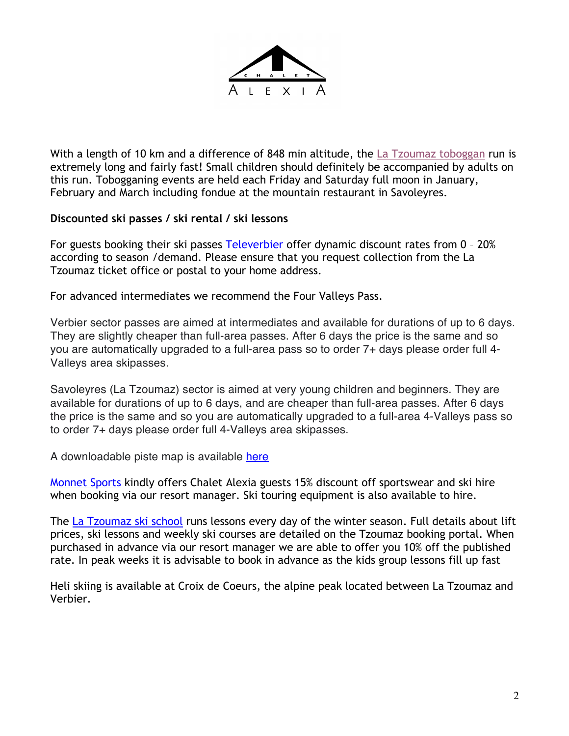With a length of 10 km and a difference of 848 min altitude, the La Tzoumaz toboggan run is extremely long and fairly fast! Small children should definitely be accompanied by adults on this run. Tobogganing events are held each Friday and Saturday full moon in January, February and March including fondue at the mountain restaurant in Savoleyres.

**Discounted ski passes / ski rental / ski lessons**

For guests booking their ski passes Televerbier offer dynamic discount rates from 0 – 20% according to season /demand. Please ensure that you request collection from the La Tzoumaz ticket office or postal to your home address.

For advanced intermediates we recommend the Four Valleys Pass.

Verbier sector passes are aimed at intermediates and available for durations of up to 6 days. They are slightly cheaper than full-area passes. After 6 days the price is the same and so you are automatically upgraded to a full-area pass so to order 7+ days please order full 4-Valleys area skipasses.

Savoleyres (La Tzoumaz) sector is aimed at very young children and beginners. They are available for durations of up to 6 days, and are cheaper than full-area passes. After 6 days the price is the same and so you are automatically upgraded to a full-area 4-Valleys pass so to order 7+ days please order full 4-Valleys area skipasses.

A downloadable piste map is available here

Monnet Sports kindly offers Chalet Alexia guests 15% discount off sportswear and ski hire when booking via our resort manager. Ski touring equipment is also available to hire.

The La Tzoumaz ski school runs lessons every day of the winter season. Full details about lift prices, ski lessons and weekly ski courses are detailed on the Tzoumaz booking portal. When purchased in advance via our resort manager we are able to offer you 10% off the published rate. In peak weeks it is advisable to book in advance as the kids group lessons fill up fast

Heli skiing is available at Croix de Coeurs, the alpine peak located between La Tzoumaz and Verbier.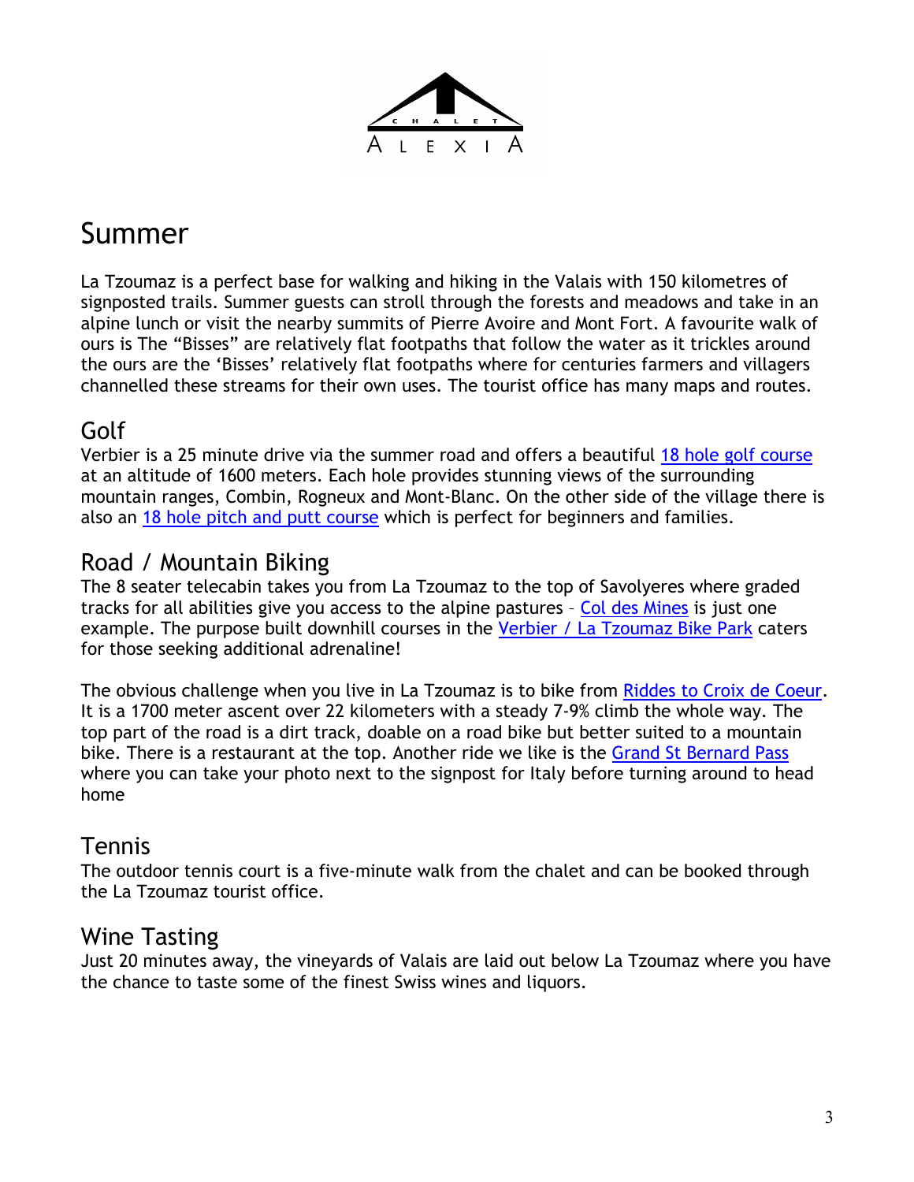CHALET ALEXIA

# Summer

La Tzoumaz is a perfect base for walking and hiking in the Valais with 150 kilometres of signposted trails. Summer guests can stroll through the forests and meadows and take in an alpine lunch or visit the nearby summits of Pierre Avoire and Mont Fort. A favourite walk of ours is The "Bisses" are relatively flat footpaths that follow the water as it trickles around the ours are the 'Bisses' relatively flat footpaths where for centuries farmers and villagers channelled these streams for their own uses. The tourist office has many maps and routes.

## Golf

Verbier is a 25 minute drive via the summer road and offers a beautiful 18 hole golf course at an altitude of 1600 meters. Each hole provides stunning views of the surrounding mountain ranges, Combin, Rogneux and Mont-Blanc. On the other side of the village there is also an 18 hole pitch and putt course which is perfect for beginners and families.

## Road / Mountain Biking

The 8 seater telecabin takes you from La Tzoumaz to the top of Savolyeres where graded tracks for all abilities give you access to the alpine pastures – Col des Mines is just one example. The purpose built downhill courses in the Verbier / La Tzoumaz Bike Park caters for those seeking additional adrenaline!

The obvious challenge when you live in La Tzoumaz is to bike from Riddes to Croix de Coeur. It is a 1700 meter ascent over 22 kilometers with a steady 7-9% climb the whole way. The top part of the road is a dirt track, doable on a road bike but better suited to a mountain bike. There is a restaurant at the top. Another ride we like is the Grand St Bernard Pass where you can take your photo next to the signpost for Italy before turning around to head home

## Tennis

The outdoor tennis court is a five-minute walk from the chalet and can be booked through the La Tzoumaz tourist office.

## Wine Tasting

Just 20 minutes away, the vineyards of Valais are laid out below La Tzoumaz where you have the chance to taste some of the finest Swiss wines and liquors.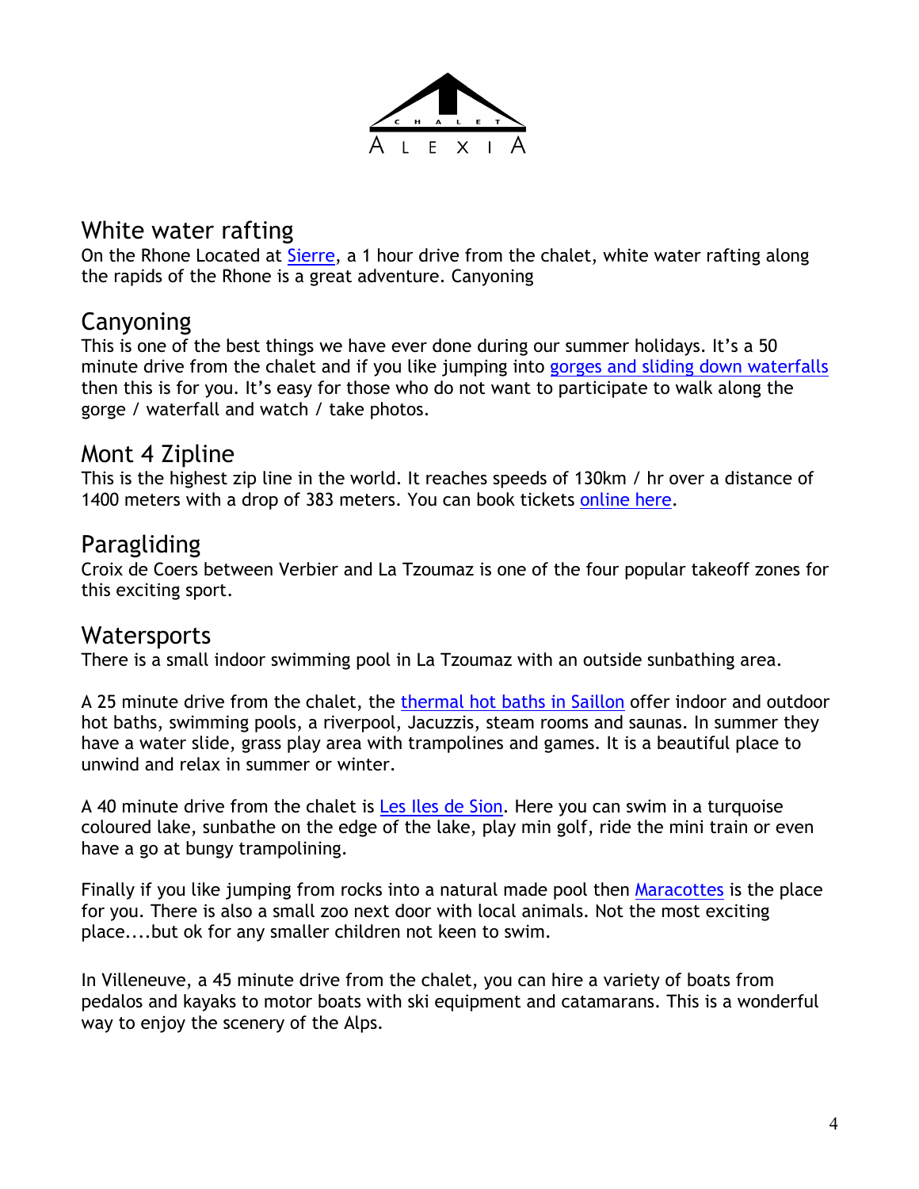## White water rafting

On the Rhone Located at Sierre, a 1 hour drive from the chalet, white water rafting along the rapids of the Rhone is a great adventure. Canyoning

## Canyoning

This is one of the best things we have ever done during our summer holidays. It's a 50 minute drive from the chalet and if you like jumping into gorges and sliding down waterfalls then this is for you. It's easy for those who do not want to participate to walk along the gorge / waterfall and watch / take photos.

## Mont 4 Zipline

This is the highest zip line in the world. It reaches speeds of 130km / hr over a distance of 1400 meters with a drop of 383 meters. You can book tickets online here.

## Paragliding

Croix de Coers between Verbier and La Tzoumaz is one of the four popular takeoff zones for this exciting sport.

## Watersports

There is a small indoor swimming pool in La Tzoumaz with an outside sunbathing area.

A 25 minute drive from the chalet, the thermal hot baths in Saillon offer indoor and outdoor hot baths, swimming pools, a riverpool, Jacuzzis, steam rooms and saunas. In summer they have a water slide, grass play area with trampolines and games. It is a beautiful place to unwind and relax in summer or winter.

A 40 minute drive from the chalet is Les Iles de Sion. Here you can swim in a turquoise coloured lake, sunbathe on the edge of the lake, play min golf, ride the mini train or even have a go at bungy trampolining.

Finally if you like jumping from rocks into a natural made pool then Maracottes is the place for you. There is also a small zoo next door with local animals. Not the most exciting place....but ok for any smaller children not keen to swim.

In Villeneuve, a 45 minute drive from the chalet, you can hire a variety of boats from pedalos and kayaks to motor boats with ski equipment and catamarans. This is a wonderful way to enjoy the scenery of the Alps.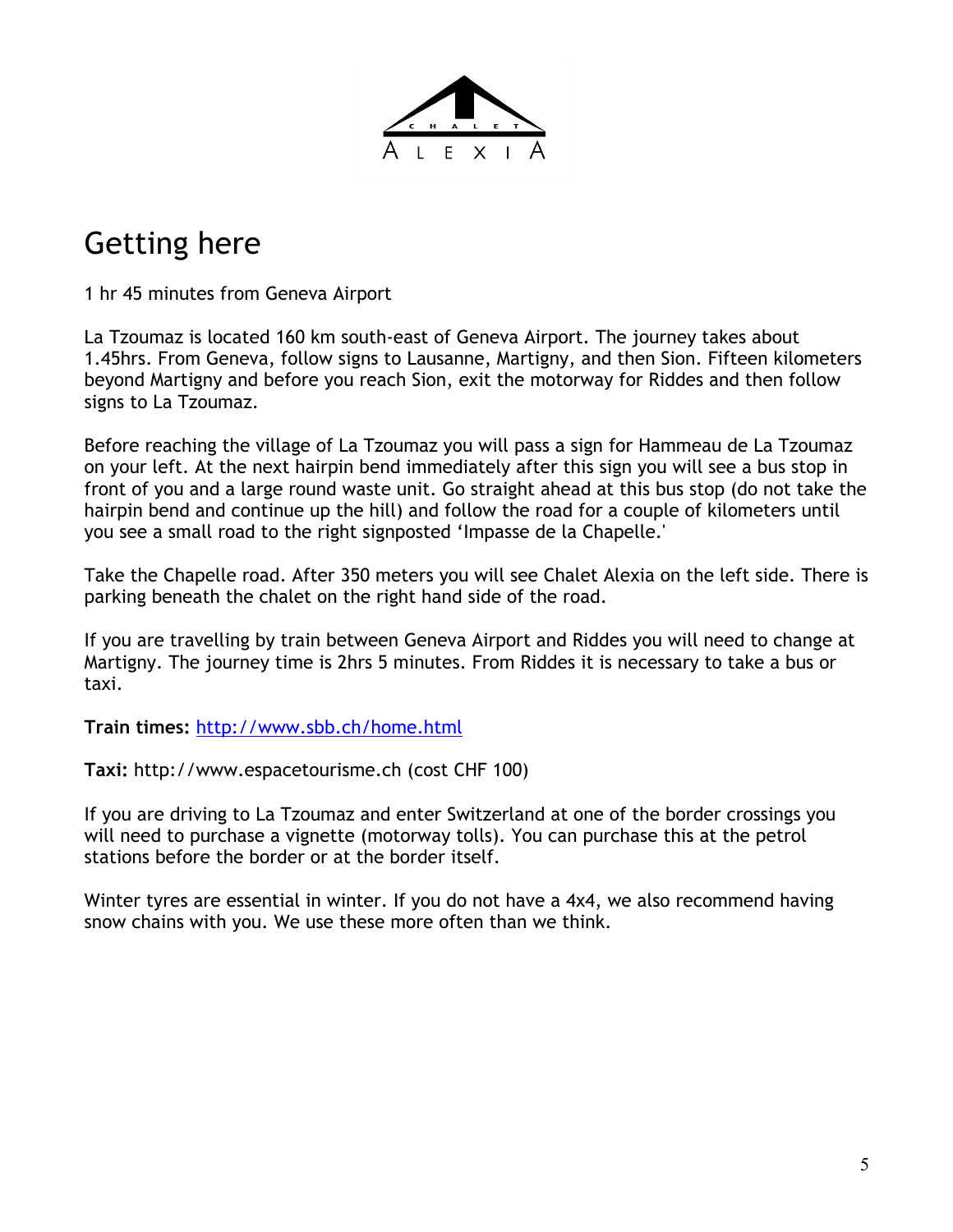# Getting here

1 hr 45 minutes from Geneva Airport

La Tzoumaz is located 160 km south-east of Geneva Airport. The journey takes about 1.45hrs. From Geneva, follow signs to Lausanne, Martigny, and then Sion. Fifteen kilometers beyond Martigny and before you reach Sion, exit the motorway for Riddes and then follow signs to La Tzoumaz.

Before reaching the village of La Tzoumaz you will pass a sign for Hammeau de La Tzoumaz on your left. At the next hairpin bend immediately after this sign you will see a bus stop in front of you and a large round waste unit. Go straight ahead at this bus stop (do not take the hairpin bend and continue up the hill) and follow the road for a couple of kilometers until you see a small road to the right signposted 'Impasse de la Chapelle.'

Take the Chapelle road. After 350 meters you will see Chalet Alexia on the left side. There is parking beneath the chalet on the right hand side of the road.

If you are travelling by train between Geneva Airport and Riddes you will need to change at Martigny. The journey time is 2hrs 5 minutes. From Riddes it is necessary to take a bus or taxi.

**Train times:** http://www.sbb.ch/home.html

**Taxi:** http://www.espacetourisme.ch (cost CHF 100)

If you are driving to La Tzoumaz and enter Switzerland at one of the border crossings you will need to purchase a vignette (motorway tolls). You can purchase this at the petrol stations before the border or at the border itself.

Winter tyres are essential in winter. If you do not have a 4x4, we also recommend having snow chains with you. We use these more often than we think.